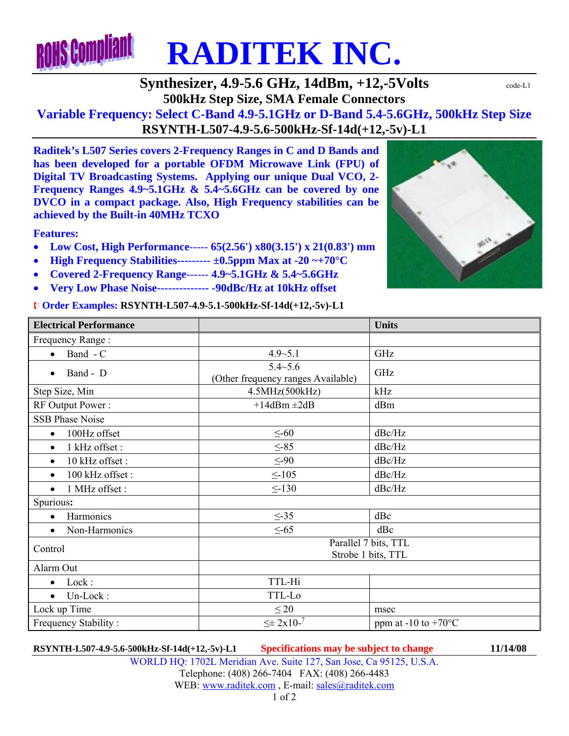# RADITEK INC.

## Synthesizer, 4.9-5.6 GHz, 14dBm, +12,-5Volts

code-L1

### 500kHz Step Size, SMA Female Connectors

### Variable Frequency: Select C-Band 4.9-5.1GHz or D-Band 5.4-5.6GHz, 500kHz Step Size

### RSYNTH-L507-4.9-5.6-500kHz-Sf-14d(+12,-5v)-L1

**Raditek's L507 Series covers 2-Frequency Ranges in C and D Bands and has been developed for a portable OFDM Microwave Link (FPU) of Digital TV Broadcasting Systems. Applying our unique Dual VCO, 2-Frequency Ranges 4.9~5.1GHz & 5.4~5.6GHz can be covered by one DVCO in a compact package. Also, High Frequency stabilities can be achieved by the Built-in 40MHz TCXO**

**Features:**

- **Low Cost, High Performance----- 65(2.56') x80(3.15') x 21(0.83') mm**
- **High Frequency Stabilities--------- ±0.5ppm Max at -20 ~+70°C**
- **Covered 2-Frequency Range------ 4.9~5.1GHz & 5.4~5.6GHz**
- **Very Low Phase Noise-------------- -90dBc/Hz at 10kHz offset**

**Order Examples: RSYNTH-L507-4.9-5.1-500kHz-Sf-14d(+12,-5v)-L1**

| Electrical Performance | | Units |
|---|---|---|
| Frequency Range : | | |
| • Band - C | 4.9~5.1 | GHz |
| • Band - D | 5.4~5.6 (Other frequency ranges Available) | GHz |
| Step Size, Min | 4.5MHZ(500kHz) | kHz |
| RF Output Power : | +14dBm ±2dB | dBm |
| SSB Phase Noise | | |
| • 100Hz offset | ≤-60 | dBc/Hz |
| • 1 kHz offset : | ≤-85 | dBc/Hz |
| • 10 kHz offset : | ≤-90 | dBc/Hz |
| • 100 kHz offset : | ≤-105 | dBc/Hz |
| • 1 MHz offset : | ≤-130 | dBc/Hz |
| Spurious: | | |
| • Harmonics | ≤-35 | dBc |
| • Non-Harmonics | ≤-65 | dBc |
| Control | Parallel 7 bits, TTL Strobe 1 bits, TTL | |
| Alarm Out | | |
| • Lock : | TTL-Hi | |
| • Un-Lock : | TTL-Lo | |
| Lock up Time | ≤ 20 | msec |
| Frequency Stability : | ≤± $2x10^{-7}$ | ppm at -10 to +70°C |

RSYNTH-L507-4.9-5.6-500kHz-Sf-14d(+12,-5v)-L1 Specifications may be subject to change 11/14/08

WORLD HQ: 1702L Meridian Ave. Suite 127, San Jose, Ca 95125, U.S.A.
Telephone: (408) 266-7404 FAX: (408) 266-4483
WEB: www.raditek.com , E-mail: sales@raditek.com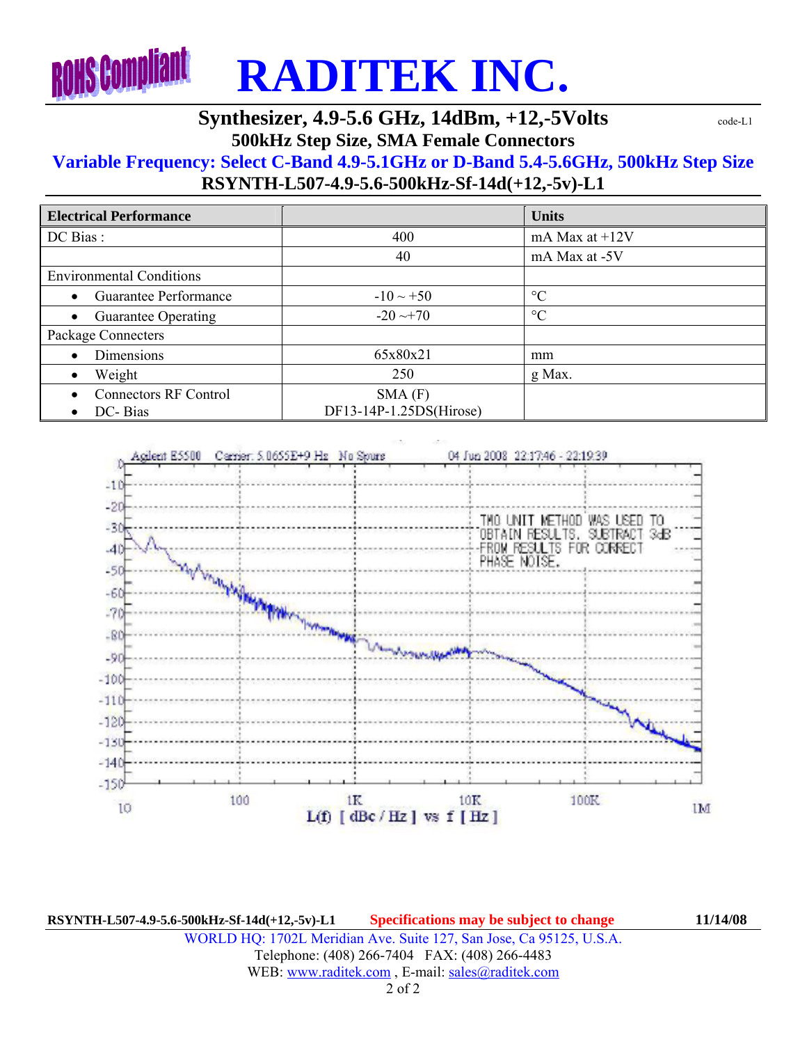RoHS Compliant

# RADITEK INC.

## Synthesizer, 4.9-5.6 GHz, 14dBm, +12,-5Volts

code-L1

**500kHz Step Size, SMA Female Connectors**

**Variable Frequency: Select C-Band 4.9-5.1GHz or D-Band 5.4-5.6GHz, 500kHz Step Size**

**RSYNTH-L507-4.9-5.6-500kHz-Sf-14d(+12,-5v)-L1**

| Electrical Performance | | Units |
|---|---|---|
| DC Bias : | 400 | mA Max at +12V |
| | 40 | mA Max at -5V |
| Environmental Conditions | | |
| • Guarantee Performance | -10 ~ +50 | °C |
| • Guarantee Operating | -20 ~+70 | °C |
| Package Connecters | | |
| • Dimensions | 65x80x21 | mm |
| • Weight | 250 | g Max. |
| • Connectors RF Control<br>• DC- Bias | SMA (F)<br>DF13-14P-1.25DS(Hirose) | |

Agilent E5500 Carrier: 5.0655E+9 Hz No Spurs 04 Jun 2008 22:17:46 - 22:19:39

TWO UNIT METHOD WAS USED TO OBTAIN RESULTS. SUBTRACT 3dB FROM RESULTS FOR CORRECT PHASE NOISE.

0
-10
-20
-30
-40
-50
-60
-70
-80
-90
-100
-110
-120
-130
-140
-150

10 100 1K 10K 100K 1M

L(f) [ dBc / Hz ] vs f [ Hz ]

RSYNTH-L507-4.9-5.6-500kHz-Sf-14d(+12,-5v)-L1 **Specifications may be subject to change** 11/14/08

WORLD HQ: 1702L Meridian Ave. Suite 127, San Jose, Ca 95125, U.S.A.
Telephone: (408) 266-7404 FAX: (408) 266-4483
WEB: www.raditek.com , E-mail: sales@raditek.com